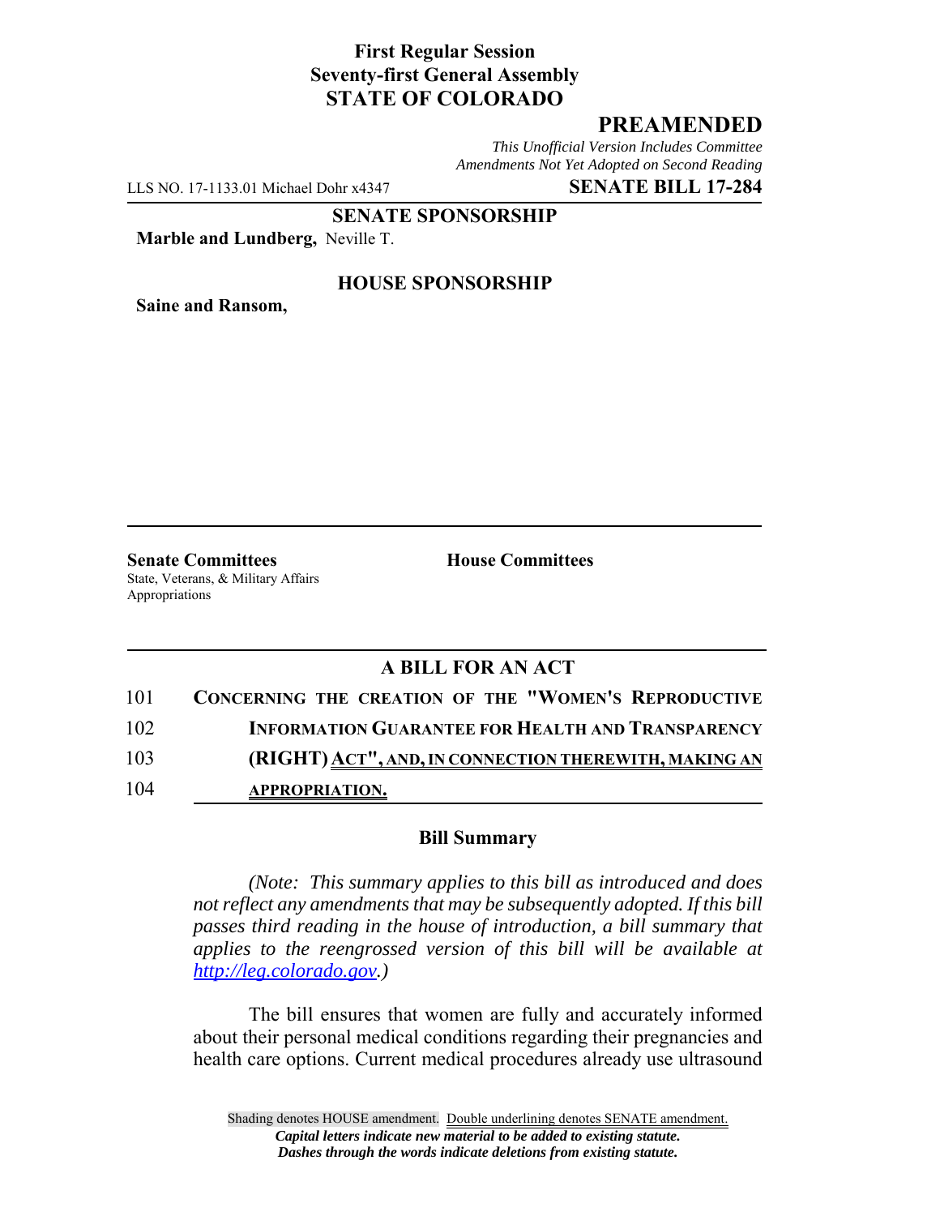**First Regular Session**
**Seventy-first General Assembly**
**STATE OF COLORADO**

## PREAMENDED

*This Unofficial Version Includes Committee Amendments Not Yet Adopted on Second Reading*

LLS NO. 17-1133.01 Michael Dohr x4347 **SENATE BILL 17-284**

**SENATE SPONSORSHIP**

**Marble and Lundberg,** Neville T.

**HOUSE SPONSORSHIP**

**Saine and Ransom,**

**Senate Committees**
State, Veterans, & Military Affairs
Appropriations

**House Committees**

### A BILL FOR AN ACT

101 **CONCERNING THE CREATION OF THE "WOMEN'S REPRODUCTIVE**
102 **INFORMATION GUARANTEE FOR HEALTH AND TRANSPARENCY**
103 **(RIGHT) ACT", AND, IN CONNECTION THEREWITH, MAKING AN**
104 **APPROPRIATION.**

### Bill Summary

*(Note: This summary applies to this bill as introduced and does not reflect any amendments that may be subsequently adopted. If this bill passes third reading in the house of introduction, a bill summary that applies to the reengrossed version of this bill will be available at http://leg.colorado.gov.)*

The bill ensures that women are fully and accurately informed about their personal medical conditions regarding their pregnancies and health care options. Current medical procedures already use ultrasound

Shading denotes HOUSE amendment. Double underlining denotes SENATE amendment.
*Capital letters indicate new material to be added to existing statute.*
*Dashes through the words indicate deletions from existing statute.*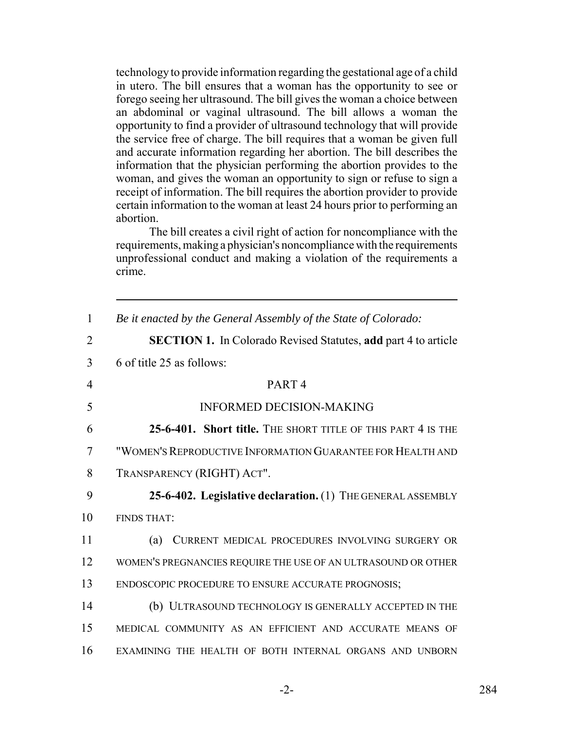technology to provide information regarding the gestational age of a child in utero. The bill ensures that a woman has the opportunity to see or forego seeing her ultrasound. The bill gives the woman a choice between an abdominal or vaginal ultrasound. The bill allows a woman the opportunity to find a provider of ultrasound technology that will provide the service free of charge. The bill requires that a woman be given full and accurate information regarding her abortion. The bill describes the information that the physician performing the abortion provides to the woman, and gives the woman an opportunity to sign or refuse to sign a receipt of information. The bill requires the abortion provider to provide certain information to the woman at least 24 hours prior to performing an abortion.

The bill creates a civil right of action for noncompliance with the requirements, making a physician's noncompliance with the requirements unprofessional conduct and making a violation of the requirements a crime.

---

1 *Be it enacted by the General Assembly of the State of Colorado:*

2 **SECTION 1.** In Colorado Revised Statutes, **add** part 4 to article
3 6 of title 25 as follows:

4 PART 4

5 INFORMED DECISION-MAKING

6 **25-6-401. Short title.** THE SHORT TITLE OF THIS PART 4 IS THE
7 "WOMEN'S REPRODUCTIVE INFORMATION GUARANTEE FOR HEALTH AND
8 TRANSPARENCY (RIGHT) ACT".

9 **25-6-402. Legislative declaration.** (1) THE GENERAL ASSEMBLY
10 FINDS THAT:

11 (a) CURRENT MEDICAL PROCEDURES INVOLVING SURGERY OR
12 WOMEN'S PREGNANCIES REQUIRE THE USE OF AN ULTRASOUND OR OTHER
13 ENDOSCOPIC PROCEDURE TO ENSURE ACCURATE PROGNOSIS;

14 (b) ULTRASOUND TECHNOLOGY IS GENERALLY ACCEPTED IN THE
15 MEDICAL COMMUNITY AS AN EFFICIENT AND ACCURATE MEANS OF
16 EXAMINING THE HEALTH OF BOTH INTERNAL ORGANS AND UNBORN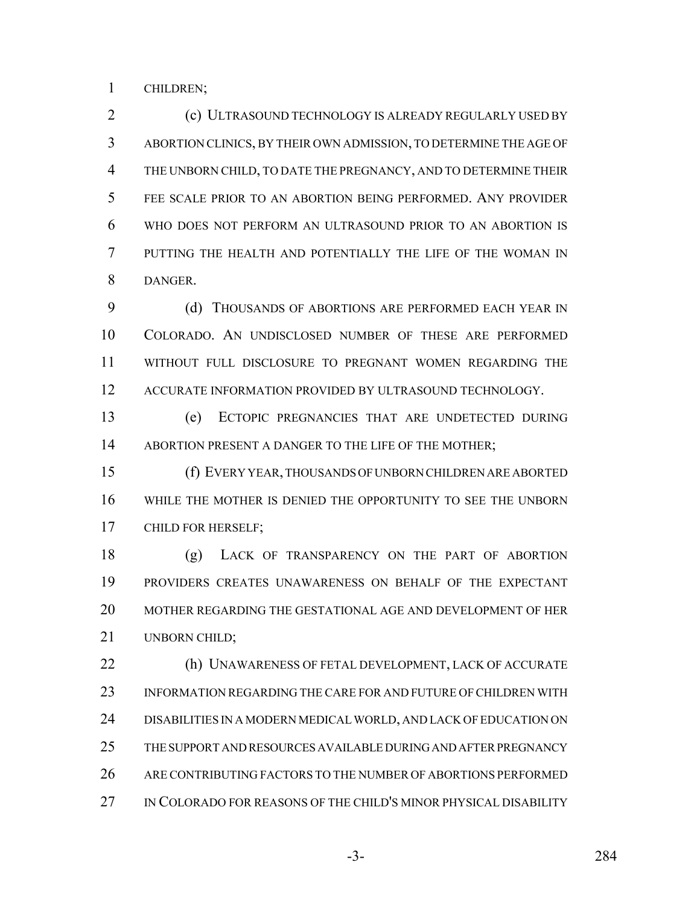CHILDREN;

(c) ULTRASOUND TECHNOLOGY IS ALREADY REGULARLY USED BY ABORTION CLINICS, BY THEIR OWN ADMISSION, TO DETERMINE THE AGE OF THE UNBORN CHILD, TO DATE THE PREGNANCY, AND TO DETERMINE THEIR FEE SCALE PRIOR TO AN ABORTION BEING PERFORMED. ANY PROVIDER WHO DOES NOT PERFORM AN ULTRASOUND PRIOR TO AN ABORTION IS PUTTING THE HEALTH AND POTENTIALLY THE LIFE OF THE WOMAN IN DANGER.

(d) THOUSANDS OF ABORTIONS ARE PERFORMED EACH YEAR IN COLORADO. AN UNDISCLOSED NUMBER OF THESE ARE PERFORMED WITHOUT FULL DISCLOSURE TO PREGNANT WOMEN REGARDING THE ACCURATE INFORMATION PROVIDED BY ULTRASOUND TECHNOLOGY.

(e) ECTOPIC PREGNANCIES THAT ARE UNDETECTED DURING ABORTION PRESENT A DANGER TO THE LIFE OF THE MOTHER;

(f) EVERY YEAR, THOUSANDS OF UNBORN CHILDREN ARE ABORTED WHILE THE MOTHER IS DENIED THE OPPORTUNITY TO SEE THE UNBORN CHILD FOR HERSELF;

(g) LACK OF TRANSPARENCY ON THE PART OF ABORTION PROVIDERS CREATES UNAWARENESS ON BEHALF OF THE EXPECTANT MOTHER REGARDING THE GESTATIONAL AGE AND DEVELOPMENT OF HER UNBORN CHILD;

(h) UNAWARENESS OF FETAL DEVELOPMENT, LACK OF ACCURATE INFORMATION REGARDING THE CARE FOR AND FUTURE OF CHILDREN WITH DISABILITIES IN A MODERN MEDICAL WORLD, AND LACK OF EDUCATION ON THE SUPPORT AND RESOURCES AVAILABLE DURING AND AFTER PREGNANCY ARE CONTRIBUTING FACTORS TO THE NUMBER OF ABORTIONS PERFORMED IN COLORADO FOR REASONS OF THE CHILD'S MINOR PHYSICAL DISABILITY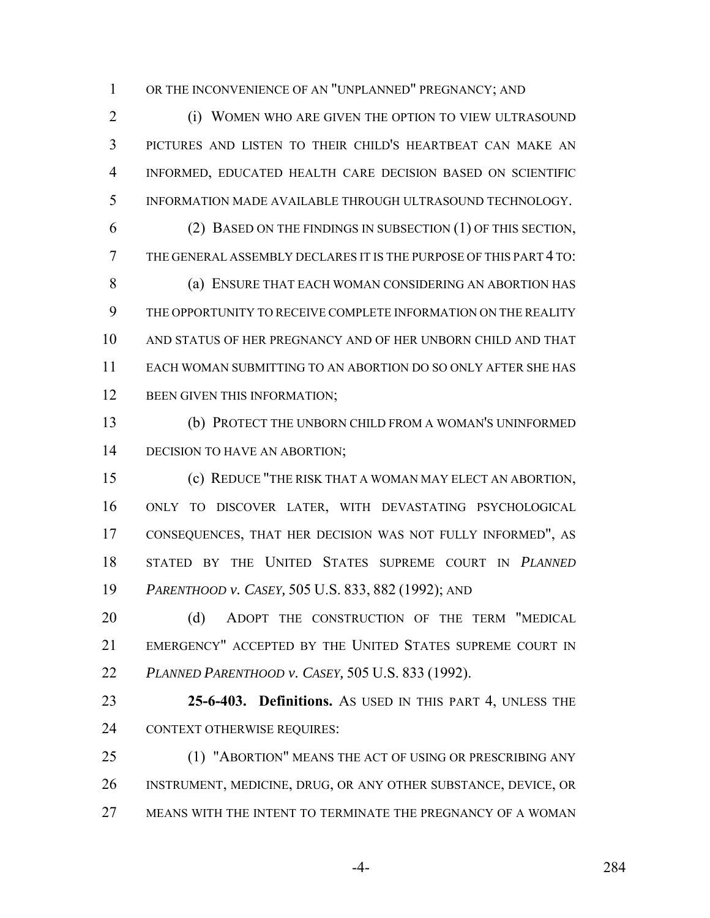OR THE INCONVENIENCE OF AN "UNPLANNED" PREGNANCY; AND

(i) WOMEN WHO ARE GIVEN THE OPTION TO VIEW ULTRASOUND PICTURES AND LISTEN TO THEIR CHILD'S HEARTBEAT CAN MAKE AN INFORMED, EDUCATED HEALTH CARE DECISION BASED ON SCIENTIFIC INFORMATION MADE AVAILABLE THROUGH ULTRASOUND TECHNOLOGY.

(2) BASED ON THE FINDINGS IN SUBSECTION (1) OF THIS SECTION, THE GENERAL ASSEMBLY DECLARES IT IS THE PURPOSE OF THIS PART 4 TO:

(a) ENSURE THAT EACH WOMAN CONSIDERING AN ABORTION HAS THE OPPORTUNITY TO RECEIVE COMPLETE INFORMATION ON THE REALITY AND STATUS OF HER PREGNANCY AND OF HER UNBORN CHILD AND THAT EACH WOMAN SUBMITTING TO AN ABORTION DO SO ONLY AFTER SHE HAS BEEN GIVEN THIS INFORMATION;

(b) PROTECT THE UNBORN CHILD FROM A WOMAN'S UNINFORMED DECISION TO HAVE AN ABORTION;

(c) REDUCE "THE RISK THAT A WOMAN MAY ELECT AN ABORTION, ONLY TO DISCOVER LATER, WITH DEVASTATING PSYCHOLOGICAL CONSEQUENCES, THAT HER DECISION WAS NOT FULLY INFORMED", AS STATED BY THE UNITED STATES SUPREME COURT IN *PLANNED PARENTHOOD v. CASEY,* 505 U.S. 833, 882 (1992); AND

(d) ADOPT THE CONSTRUCTION OF THE TERM "MEDICAL EMERGENCY" ACCEPTED BY THE UNITED STATES SUPREME COURT IN *PLANNED PARENTHOOD v. CASEY,* 505 U.S. 833 (1992).

**25-6-403. Definitions.** AS USED IN THIS PART 4, UNLESS THE CONTEXT OTHERWISE REQUIRES:

(1) "ABORTION" MEANS THE ACT OF USING OR PRESCRIBING ANY INSTRUMENT, MEDICINE, DRUG, OR ANY OTHER SUBSTANCE, DEVICE, OR MEANS WITH THE INTENT TO TERMINATE THE PREGNANCY OF A WOMAN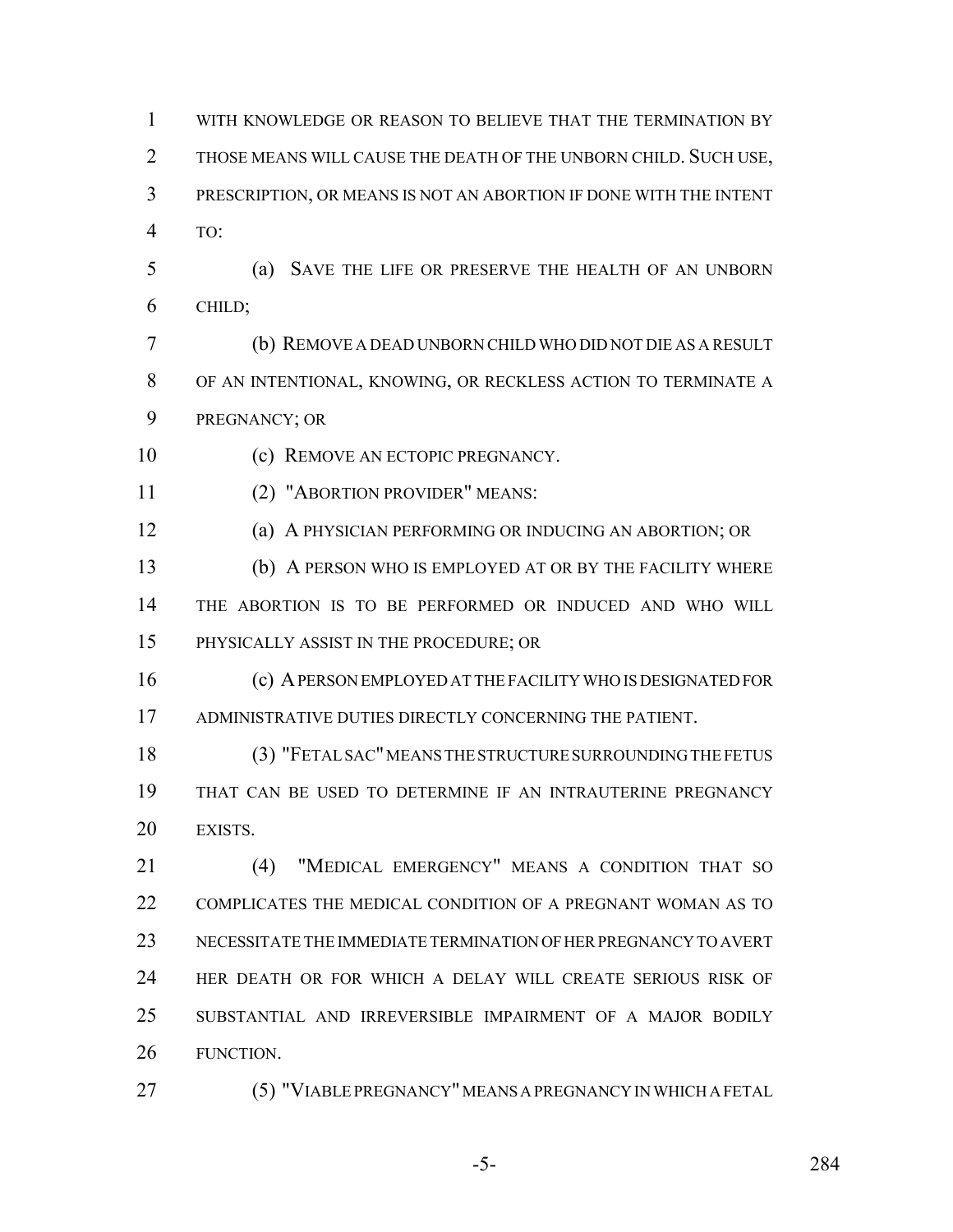WITH KNOWLEDGE OR REASON TO BELIEVE THAT THE TERMINATION BY THOSE MEANS WILL CAUSE THE DEATH OF THE UNBORN CHILD. SUCH USE, PRESCRIPTION, OR MEANS IS NOT AN ABORTION IF DONE WITH THE INTENT TO:

(a) SAVE THE LIFE OR PRESERVE THE HEALTH OF AN UNBORN CHILD;

(b) REMOVE A DEAD UNBORN CHILD WHO DID NOT DIE AS A RESULT OF AN INTENTIONAL, KNOWING, OR RECKLESS ACTION TO TERMINATE A PREGNANCY; OR

(c) REMOVE AN ECTOPIC PREGNANCY.

(2) "ABORTION PROVIDER" MEANS:

(a) A PHYSICIAN PERFORMING OR INDUCING AN ABORTION; OR

(b) A PERSON WHO IS EMPLOYED AT OR BY THE FACILITY WHERE THE ABORTION IS TO BE PERFORMED OR INDUCED AND WHO WILL PHYSICALLY ASSIST IN THE PROCEDURE; OR

(c) A PERSON EMPLOYED AT THE FACILITY WHO IS DESIGNATED FOR ADMINISTRATIVE DUTIES DIRECTLY CONCERNING THE PATIENT.

(3) "FETAL SAC" MEANS THE STRUCTURE SURROUNDING THE FETUS THAT CAN BE USED TO DETERMINE IF AN INTRAUTERINE PREGNANCY EXISTS.

(4) "MEDICAL EMERGENCY" MEANS A CONDITION THAT SO COMPLICATES THE MEDICAL CONDITION OF A PREGNANT WOMAN AS TO NECESSITATE THE IMMEDIATE TERMINATION OF HER PREGNANCY TO AVERT HER DEATH OR FOR WHICH A DELAY WILL CREATE SERIOUS RISK OF SUBSTANTIAL AND IRREVERSIBLE IMPAIRMENT OF A MAJOR BODILY FUNCTION.

(5) "VIABLE PREGNANCY" MEANS A PREGNANCY IN WHICH A FETAL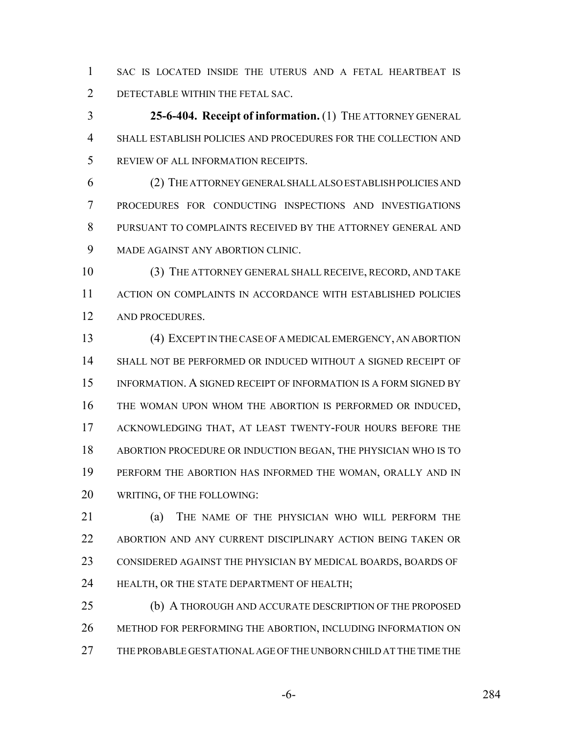SAC IS LOCATED INSIDE THE UTERUS AND A FETAL HEARTBEAT IS DETECTABLE WITHIN THE FETAL SAC.

**25-6-404. Receipt of information.** (1) THE ATTORNEY GENERAL SHALL ESTABLISH POLICIES AND PROCEDURES FOR THE COLLECTION AND REVIEW OF ALL INFORMATION RECEIPTS.

(2) THE ATTORNEY GENERAL SHALL ALSO ESTABLISH POLICIES AND PROCEDURES FOR CONDUCTING INSPECTIONS AND INVESTIGATIONS PURSUANT TO COMPLAINTS RECEIVED BY THE ATTORNEY GENERAL AND MADE AGAINST ANY ABORTION CLINIC.

(3) THE ATTORNEY GENERAL SHALL RECEIVE, RECORD, AND TAKE ACTION ON COMPLAINTS IN ACCORDANCE WITH ESTABLISHED POLICIES AND PROCEDURES.

(4) EXCEPT IN THE CASE OF A MEDICAL EMERGENCY, AN ABORTION SHALL NOT BE PERFORMED OR INDUCED WITHOUT A SIGNED RECEIPT OF INFORMATION. A SIGNED RECEIPT OF INFORMATION IS A FORM SIGNED BY THE WOMAN UPON WHOM THE ABORTION IS PERFORMED OR INDUCED, ACKNOWLEDGING THAT, AT LEAST TWENTY-FOUR HOURS BEFORE THE ABORTION PROCEDURE OR INDUCTION BEGAN, THE PHYSICIAN WHO IS TO PERFORM THE ABORTION HAS INFORMED THE WOMAN, ORALLY AND IN WRITING, OF THE FOLLOWING:

(a) THE NAME OF THE PHYSICIAN WHO WILL PERFORM THE ABORTION AND ANY CURRENT DISCIPLINARY ACTION BEING TAKEN OR CONSIDERED AGAINST THE PHYSICIAN BY MEDICAL BOARDS, BOARDS OF HEALTH, OR THE STATE DEPARTMENT OF HEALTH;

(b) A THOROUGH AND ACCURATE DESCRIPTION OF THE PROPOSED METHOD FOR PERFORMING THE ABORTION, INCLUDING INFORMATION ON THE PROBABLE GESTATIONAL AGE OF THE UNBORN CHILD AT THE TIME THE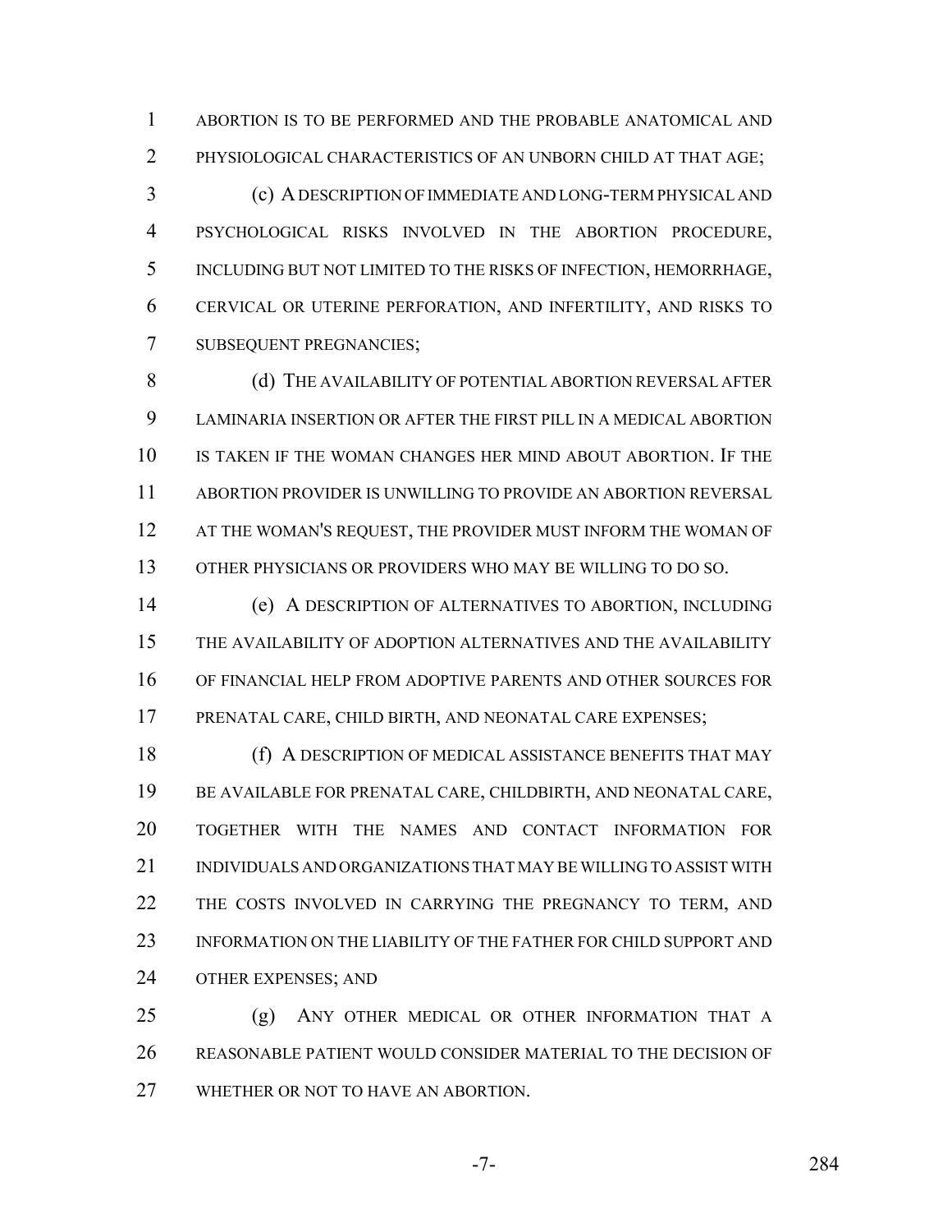ABORTION IS TO BE PERFORMED AND THE PROBABLE ANATOMICAL AND PHYSIOLOGICAL CHARACTERISTICS OF AN UNBORN CHILD AT THAT AGE;

(c) A DESCRIPTION OF IMMEDIATE AND LONG-TERM PHYSICAL AND PSYCHOLOGICAL RISKS INVOLVED IN THE ABORTION PROCEDURE, INCLUDING BUT NOT LIMITED TO THE RISKS OF INFECTION, HEMORRHAGE, CERVICAL OR UTERINE PERFORATION, AND INFERTILITY, AND RISKS TO SUBSEQUENT PREGNANCIES;

(d) THE AVAILABILITY OF POTENTIAL ABORTION REVERSAL AFTER LAMINARIA INSERTION OR AFTER THE FIRST PILL IN A MEDICAL ABORTION IS TAKEN IF THE WOMAN CHANGES HER MIND ABOUT ABORTION. IF THE ABORTION PROVIDER IS UNWILLING TO PROVIDE AN ABORTION REVERSAL AT THE WOMAN'S REQUEST, THE PROVIDER MUST INFORM THE WOMAN OF OTHER PHYSICIANS OR PROVIDERS WHO MAY BE WILLING TO DO SO.

(e) A DESCRIPTION OF ALTERNATIVES TO ABORTION, INCLUDING THE AVAILABILITY OF ADOPTION ALTERNATIVES AND THE AVAILABILITY OF FINANCIAL HELP FROM ADOPTIVE PARENTS AND OTHER SOURCES FOR PRENATAL CARE, CHILD BIRTH, AND NEONATAL CARE EXPENSES;

(f) A DESCRIPTION OF MEDICAL ASSISTANCE BENEFITS THAT MAY BE AVAILABLE FOR PRENATAL CARE, CHILDBIRTH, AND NEONATAL CARE, TOGETHER WITH THE NAMES AND CONTACT INFORMATION FOR INDIVIDUALS AND ORGANIZATIONS THAT MAY BE WILLING TO ASSIST WITH THE COSTS INVOLVED IN CARRYING THE PREGNANCY TO TERM, AND INFORMATION ON THE LIABILITY OF THE FATHER FOR CHILD SUPPORT AND OTHER EXPENSES; AND

(g) ANY OTHER MEDICAL OR OTHER INFORMATION THAT A REASONABLE PATIENT WOULD CONSIDER MATERIAL TO THE DECISION OF WHETHER OR NOT TO HAVE AN ABORTION.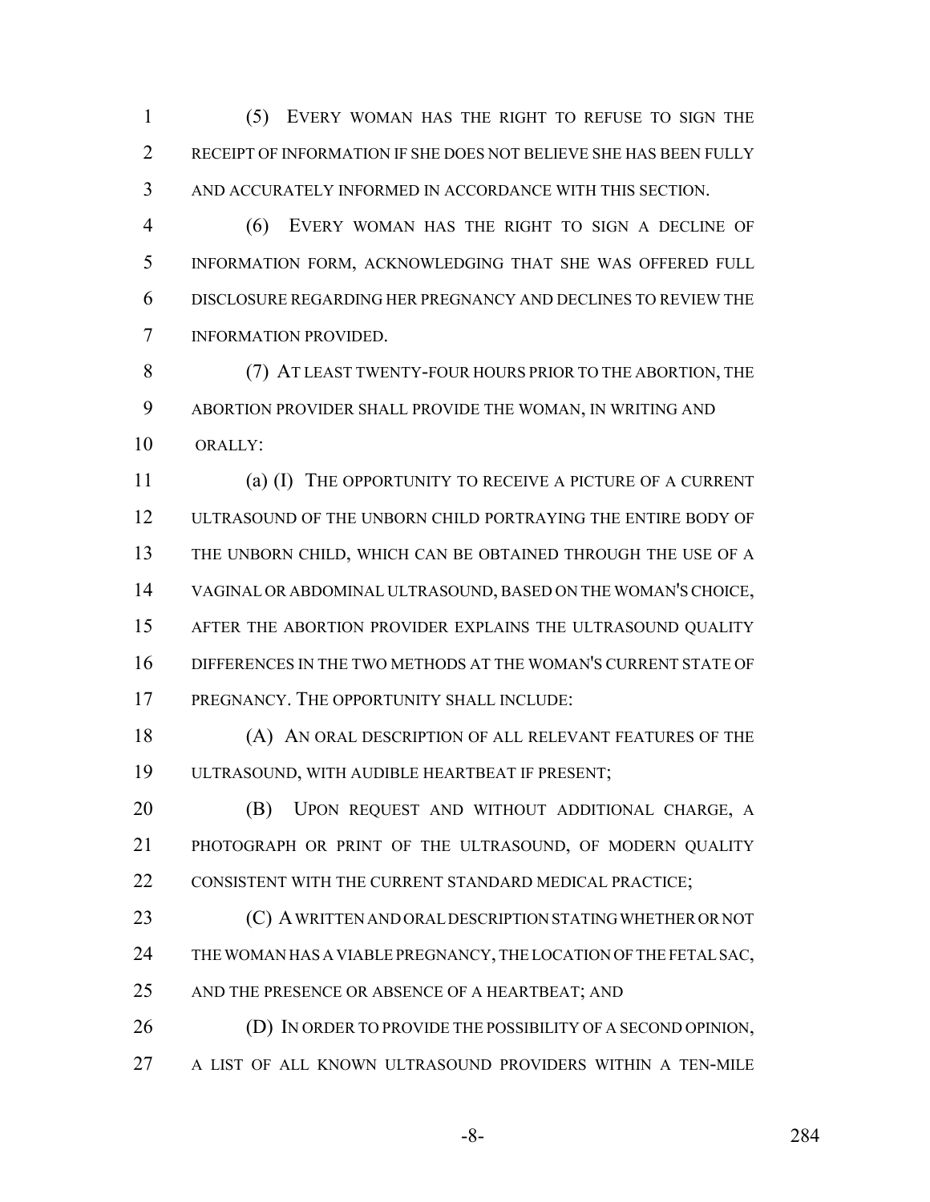(5) EVERY WOMAN HAS THE RIGHT TO REFUSE TO SIGN THE RECEIPT OF INFORMATION IF SHE DOES NOT BELIEVE SHE HAS BEEN FULLY AND ACCURATELY INFORMED IN ACCORDANCE WITH THIS SECTION.

(6) EVERY WOMAN HAS THE RIGHT TO SIGN A DECLINE OF INFORMATION FORM, ACKNOWLEDGING THAT SHE WAS OFFERED FULL DISCLOSURE REGARDING HER PREGNANCY AND DECLINES TO REVIEW THE INFORMATION PROVIDED.

(7) AT LEAST TWENTY-FOUR HOURS PRIOR TO THE ABORTION, THE ABORTION PROVIDER SHALL PROVIDE THE WOMAN, IN WRITING AND ORALLY:

(a) (I) THE OPPORTUNITY TO RECEIVE A PICTURE OF A CURRENT ULTRASOUND OF THE UNBORN CHILD PORTRAYING THE ENTIRE BODY OF THE UNBORN CHILD, WHICH CAN BE OBTAINED THROUGH THE USE OF A VAGINAL OR ABDOMINAL ULTRASOUND, BASED ON THE WOMAN'S CHOICE, AFTER THE ABORTION PROVIDER EXPLAINS THE ULTRASOUND QUALITY DIFFERENCES IN THE TWO METHODS AT THE WOMAN'S CURRENT STATE OF PREGNANCY. THE OPPORTUNITY SHALL INCLUDE:

(A) AN ORAL DESCRIPTION OF ALL RELEVANT FEATURES OF THE ULTRASOUND, WITH AUDIBLE HEARTBEAT IF PRESENT;

(B) UPON REQUEST AND WITHOUT ADDITIONAL CHARGE, A PHOTOGRAPH OR PRINT OF THE ULTRASOUND, OF MODERN QUALITY CONSISTENT WITH THE CURRENT STANDARD MEDICAL PRACTICE;

(C) A WRITTEN AND ORAL DESCRIPTION STATING WHETHER OR NOT THE WOMAN HAS A VIABLE PREGNANCY, THE LOCATION OF THE FETAL SAC, AND THE PRESENCE OR ABSENCE OF A HEARTBEAT; AND

(D) IN ORDER TO PROVIDE THE POSSIBILITY OF A SECOND OPINION, A LIST OF ALL KNOWN ULTRASOUND PROVIDERS WITHIN A TEN-MILE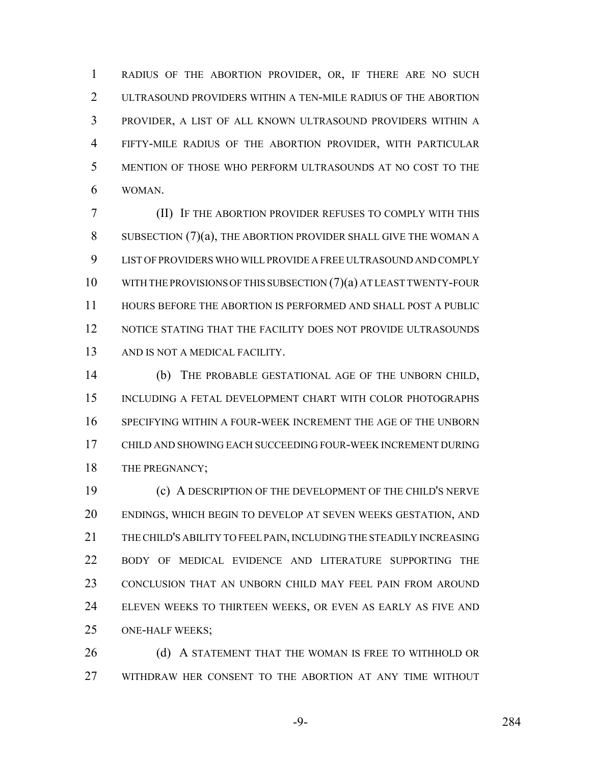RADIUS OF THE ABORTION PROVIDER, OR, IF THERE ARE NO SUCH ULTRASOUND PROVIDERS WITHIN A TEN-MILE RADIUS OF THE ABORTION PROVIDER, A LIST OF ALL KNOWN ULTRASOUND PROVIDERS WITHIN A FIFTY-MILE RADIUS OF THE ABORTION PROVIDER, WITH PARTICULAR MENTION OF THOSE WHO PERFORM ULTRASOUNDS AT NO COST TO THE WOMAN.

(II) IF THE ABORTION PROVIDER REFUSES TO COMPLY WITH THIS SUBSECTION (7)(a), THE ABORTION PROVIDER SHALL GIVE THE WOMAN A LIST OF PROVIDERS WHO WILL PROVIDE A FREE ULTRASOUND AND COMPLY WITH THE PROVISIONS OF THIS SUBSECTION (7)(a) AT LEAST TWENTY-FOUR HOURS BEFORE THE ABORTION IS PERFORMED AND SHALL POST A PUBLIC NOTICE STATING THAT THE FACILITY DOES NOT PROVIDE ULTRASOUNDS AND IS NOT A MEDICAL FACILITY.

(b) THE PROBABLE GESTATIONAL AGE OF THE UNBORN CHILD, INCLUDING A FETAL DEVELOPMENT CHART WITH COLOR PHOTOGRAPHS SPECIFYING WITHIN A FOUR-WEEK INCREMENT THE AGE OF THE UNBORN CHILD AND SHOWING EACH SUCCEEDING FOUR-WEEK INCREMENT DURING THE PREGNANCY;

(c) A DESCRIPTION OF THE DEVELOPMENT OF THE CHILD'S NERVE ENDINGS, WHICH BEGIN TO DEVELOP AT SEVEN WEEKS GESTATION, AND THE CHILD'S ABILITY TO FEEL PAIN, INCLUDING THE STEADILY INCREASING BODY OF MEDICAL EVIDENCE AND LITERATURE SUPPORTING THE CONCLUSION THAT AN UNBORN CHILD MAY FEEL PAIN FROM AROUND ELEVEN WEEKS TO THIRTEEN WEEKS, OR EVEN AS EARLY AS FIVE AND ONE-HALF WEEKS;

(d) A STATEMENT THAT THE WOMAN IS FREE TO WITHHOLD OR WITHDRAW HER CONSENT TO THE ABORTION AT ANY TIME WITHOUT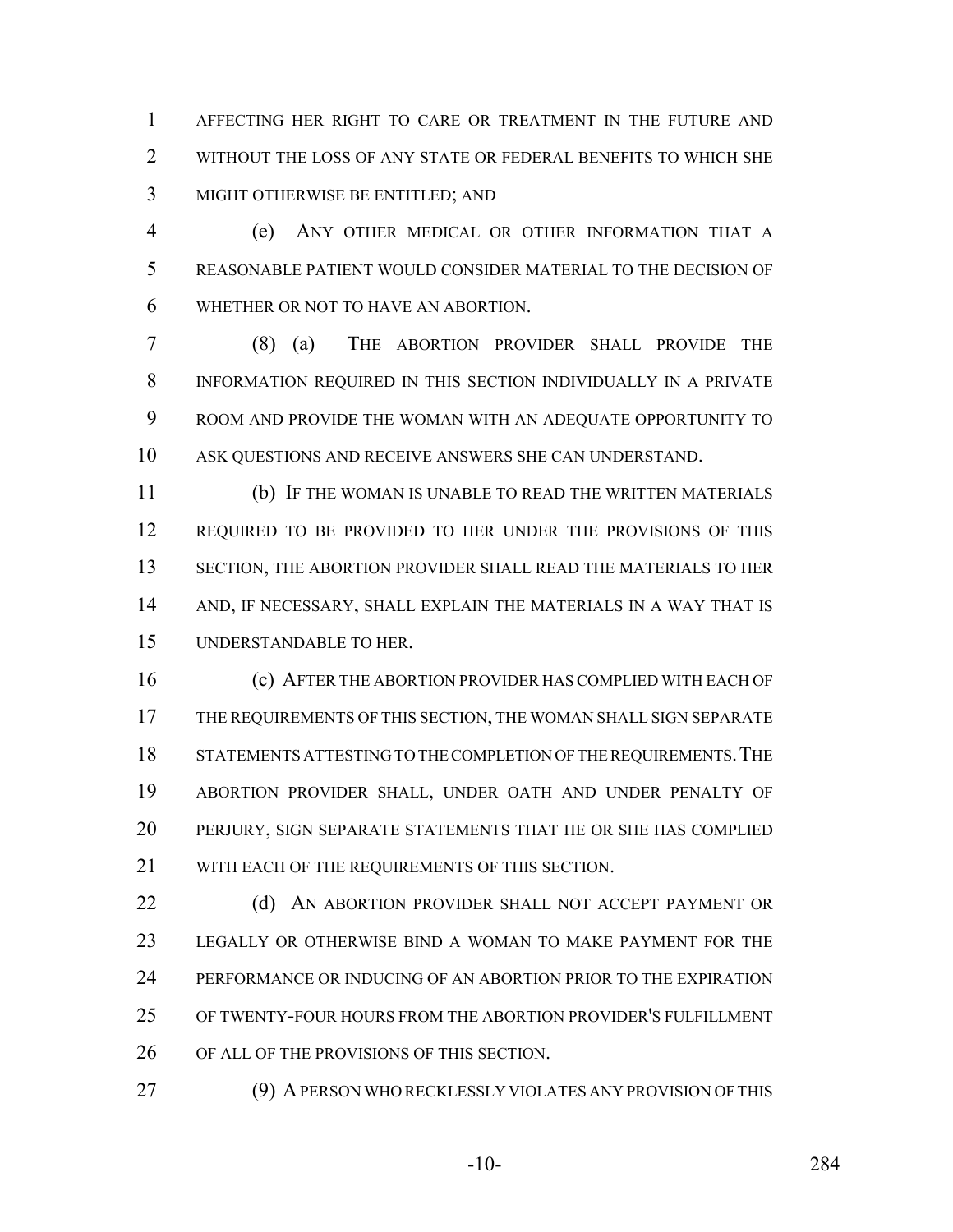AFFECTING HER RIGHT TO CARE OR TREATMENT IN THE FUTURE AND WITHOUT THE LOSS OF ANY STATE OR FEDERAL BENEFITS TO WHICH SHE MIGHT OTHERWISE BE ENTITLED; AND

(e) ANY OTHER MEDICAL OR OTHER INFORMATION THAT A REASONABLE PATIENT WOULD CONSIDER MATERIAL TO THE DECISION OF WHETHER OR NOT TO HAVE AN ABORTION.

(8) (a) THE ABORTION PROVIDER SHALL PROVIDE THE INFORMATION REQUIRED IN THIS SECTION INDIVIDUALLY IN A PRIVATE ROOM AND PROVIDE THE WOMAN WITH AN ADEQUATE OPPORTUNITY TO ASK QUESTIONS AND RECEIVE ANSWERS SHE CAN UNDERSTAND.

(b) IF THE WOMAN IS UNABLE TO READ THE WRITTEN MATERIALS REQUIRED TO BE PROVIDED TO HER UNDER THE PROVISIONS OF THIS SECTION, THE ABORTION PROVIDER SHALL READ THE MATERIALS TO HER AND, IF NECESSARY, SHALL EXPLAIN THE MATERIALS IN A WAY THAT IS UNDERSTANDABLE TO HER.

(c) AFTER THE ABORTION PROVIDER HAS COMPLIED WITH EACH OF THE REQUIREMENTS OF THIS SECTION, THE WOMAN SHALL SIGN SEPARATE STATEMENTS ATTESTING TO THE COMPLETION OF THE REQUIREMENTS. THE ABORTION PROVIDER SHALL, UNDER OATH AND UNDER PENALTY OF PERJURY, SIGN SEPARATE STATEMENTS THAT HE OR SHE HAS COMPLIED WITH EACH OF THE REQUIREMENTS OF THIS SECTION.

(d) AN ABORTION PROVIDER SHALL NOT ACCEPT PAYMENT OR LEGALLY OR OTHERWISE BIND A WOMAN TO MAKE PAYMENT FOR THE PERFORMANCE OR INDUCING OF AN ABORTION PRIOR TO THE EXPIRATION OF TWENTY-FOUR HOURS FROM THE ABORTION PROVIDER'S FULFILLMENT OF ALL OF THE PROVISIONS OF THIS SECTION.

(9) A PERSON WHO RECKLESSLY VIOLATES ANY PROVISION OF THIS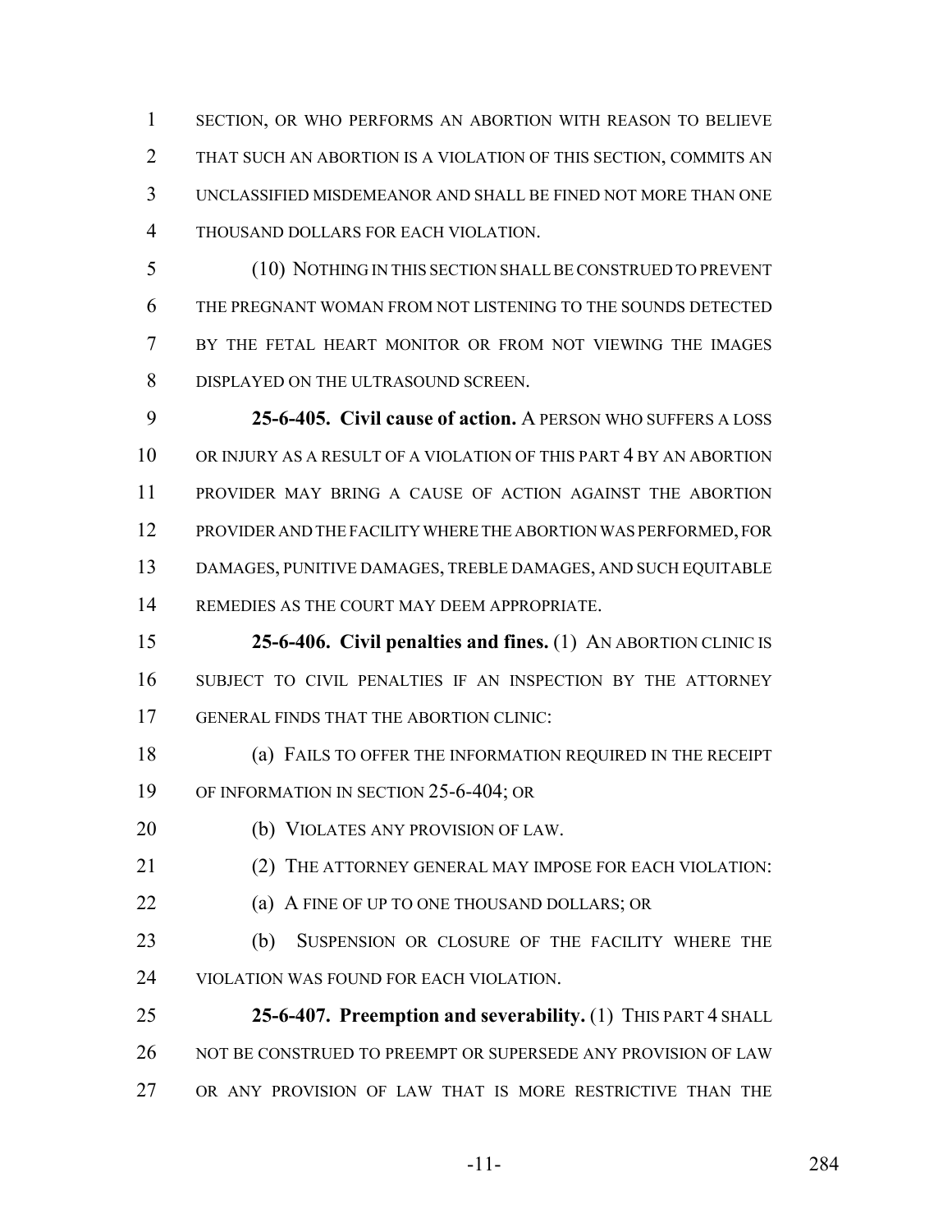SECTION, OR WHO PERFORMS AN ABORTION WITH REASON TO BELIEVE THAT SUCH AN ABORTION IS A VIOLATION OF THIS SECTION, COMMITS AN UNCLASSIFIED MISDEMEANOR AND SHALL BE FINED NOT MORE THAN ONE THOUSAND DOLLARS FOR EACH VIOLATION.

(10) NOTHING IN THIS SECTION SHALL BE CONSTRUED TO PREVENT THE PREGNANT WOMAN FROM NOT LISTENING TO THE SOUNDS DETECTED BY THE FETAL HEART MONITOR OR FROM NOT VIEWING THE IMAGES DISPLAYED ON THE ULTRASOUND SCREEN.

**25-6-405. Civil cause of action.** A PERSON WHO SUFFERS A LOSS OR INJURY AS A RESULT OF A VIOLATION OF THIS PART 4 BY AN ABORTION PROVIDER MAY BRING A CAUSE OF ACTION AGAINST THE ABORTION PROVIDER AND THE FACILITY WHERE THE ABORTION WAS PERFORMED, FOR DAMAGES, PUNITIVE DAMAGES, TREBLE DAMAGES, AND SUCH EQUITABLE REMEDIES AS THE COURT MAY DEEM APPROPRIATE.

**25-6-406. Civil penalties and fines.** (1) AN ABORTION CLINIC IS SUBJECT TO CIVIL PENALTIES IF AN INSPECTION BY THE ATTORNEY GENERAL FINDS THAT THE ABORTION CLINIC:

(a) FAILS TO OFFER THE INFORMATION REQUIRED IN THE RECEIPT OF INFORMATION IN SECTION 25-6-404; OR

(b) VIOLATES ANY PROVISION OF LAW.

(2) THE ATTORNEY GENERAL MAY IMPOSE FOR EACH VIOLATION:

(a) A FINE OF UP TO ONE THOUSAND DOLLARS; OR

(b) SUSPENSION OR CLOSURE OF THE FACILITY WHERE THE VIOLATION WAS FOUND FOR EACH VIOLATION.

**25-6-407. Preemption and severability.** (1) THIS PART 4 SHALL NOT BE CONSTRUED TO PREEMPT OR SUPERSEDE ANY PROVISION OF LAW OR ANY PROVISION OF LAW THAT IS MORE RESTRICTIVE THAN THE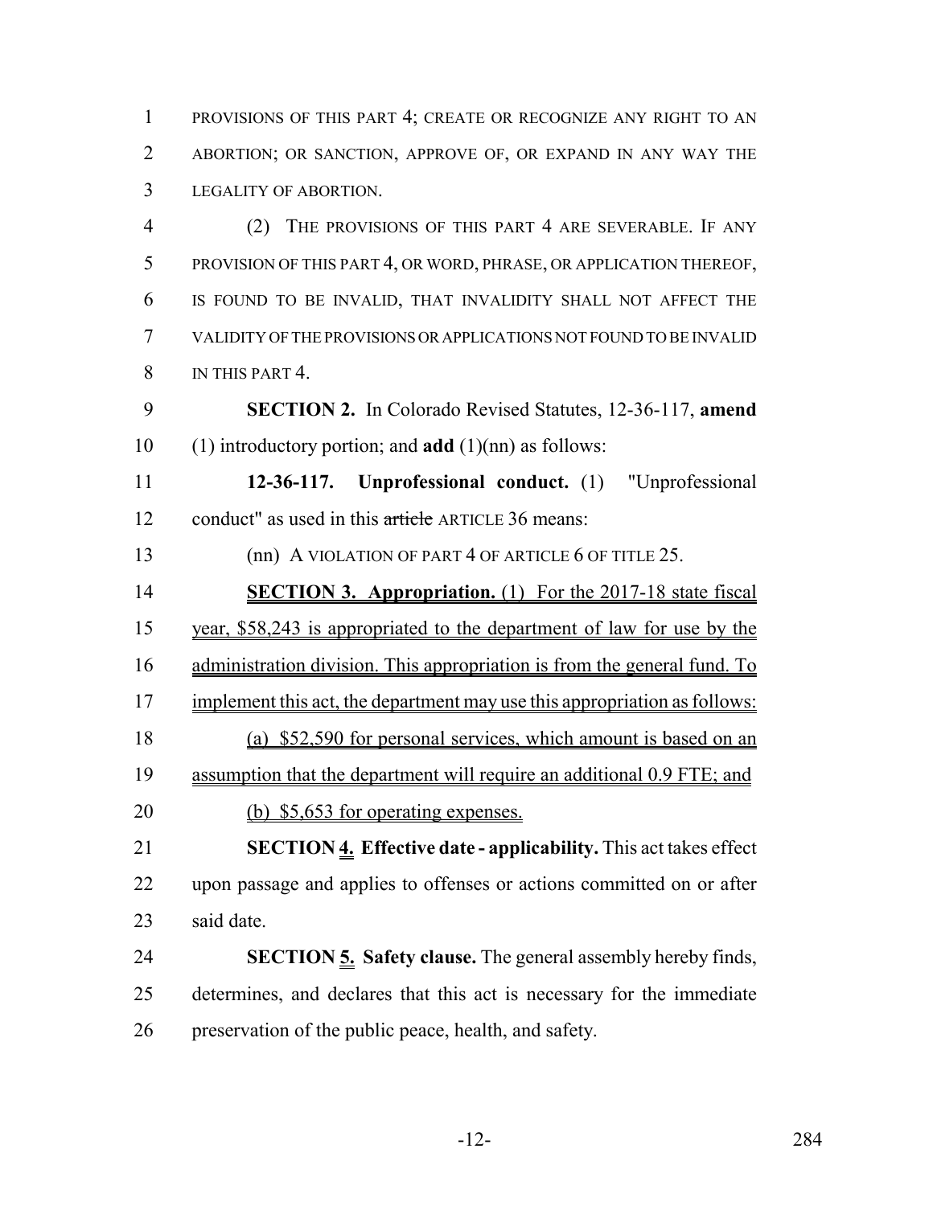PROVISIONS OF THIS PART 4; CREATE OR RECOGNIZE ANY RIGHT TO AN ABORTION; OR SANCTION, APPROVE OF, OR EXPAND IN ANY WAY THE LEGALITY OF ABORTION.

(2) THE PROVISIONS OF THIS PART 4 ARE SEVERABLE. IF ANY PROVISION OF THIS PART 4, OR WORD, PHRASE, OR APPLICATION THEREOF, IS FOUND TO BE INVALID, THAT INVALIDITY SHALL NOT AFFECT THE VALIDITY OF THE PROVISIONS OR APPLICATIONS NOT FOUND TO BE INVALID IN THIS PART 4.

**SECTION 2.** In Colorado Revised Statutes, 12-36-117, **amend** (1) introductory portion; and **add** (1)(nn) as follows:

**12-36-117. Unprofessional conduct.** (1) "Unprofessional conduct" as used in this ~~article~~ ARTICLE 36 means:

(nn) A VIOLATION OF PART 4 OF ARTICLE 6 OF TITLE 25.

**SECTION 3. Appropriation.** (1) For the 2017-18 state fiscal year, $58,243 is appropriated to the department of law for use by the administration division. This appropriation is from the general fund. To implement this act, the department may use this appropriation as follows:

(a) $52,590 for personal services, which amount is based on an assumption that the department will require an additional 0.9 FTE; and

(b) $5,653 for operating expenses.

**SECTION 4. Effective date - applicability.** This act takes effect upon passage and applies to offenses or actions committed on or after said date.

**SECTION 5. Safety clause.** The general assembly hereby finds, determines, and declares that this act is necessary for the immediate preservation of the public peace, health, and safety.